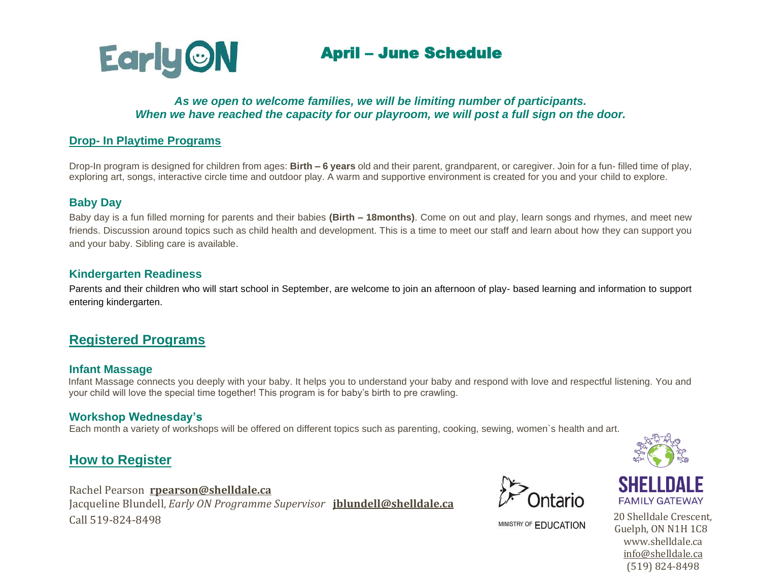# EarlyON

## April – June Schedule

***As we open to welcome families, we will be limiting number of participants.***
***When we have reached the capacity for our playroom, we will post a full sign on the door.***

## Drop- In Playtime Programs

Drop-In program is designed for children from ages: **Birth – 6 years** old and their parent, grandparent, or caregiver. Join for a fun- filled time of play, exploring art, songs, interactive circle time and outdoor play. A warm and supportive environment is created for you and your child to explore.

### Baby Day

Baby day is a fun filled morning for parents and their babies **(Birth – 18months)**. Come on out and play, learn songs and rhymes, and meet new friends. Discussion around topics such as child health and development. This is a time to meet our staff and learn about how they can support you and your baby. Sibling care is available.

### Kindergarten Readiness

Parents and their children who will start school in September, are welcome to join an afternoon of play- based learning and information to support entering kindergarten.

## Registered Programs

### Infant Massage

Infant Massage connects you deeply with your baby. It helps you to understand your baby and respond with love and respectful listening. You and your child will love the special time together! This program is for baby's birth to pre crawling.

### Workshop Wednesday's

Each month a variety of workshops will be offered on different topics such as parenting, cooking, sewing, women`s health and art.

## How to Register

Rachel Pearson **rpearson@shelldale.ca**
Jacqueline Blundell, *Early ON Programme Supervisor* **jblundell@shelldale.ca**
Call 519-824-8498

Ontario
MINISTRY OF EDUCATION

SHELLDALE
FAMILY GATEWAY
20 Shelldale Crescent,
Guelph, ON N1H 1C8
www.shelldale.ca
info@shelldale.ca
(519) 824-8498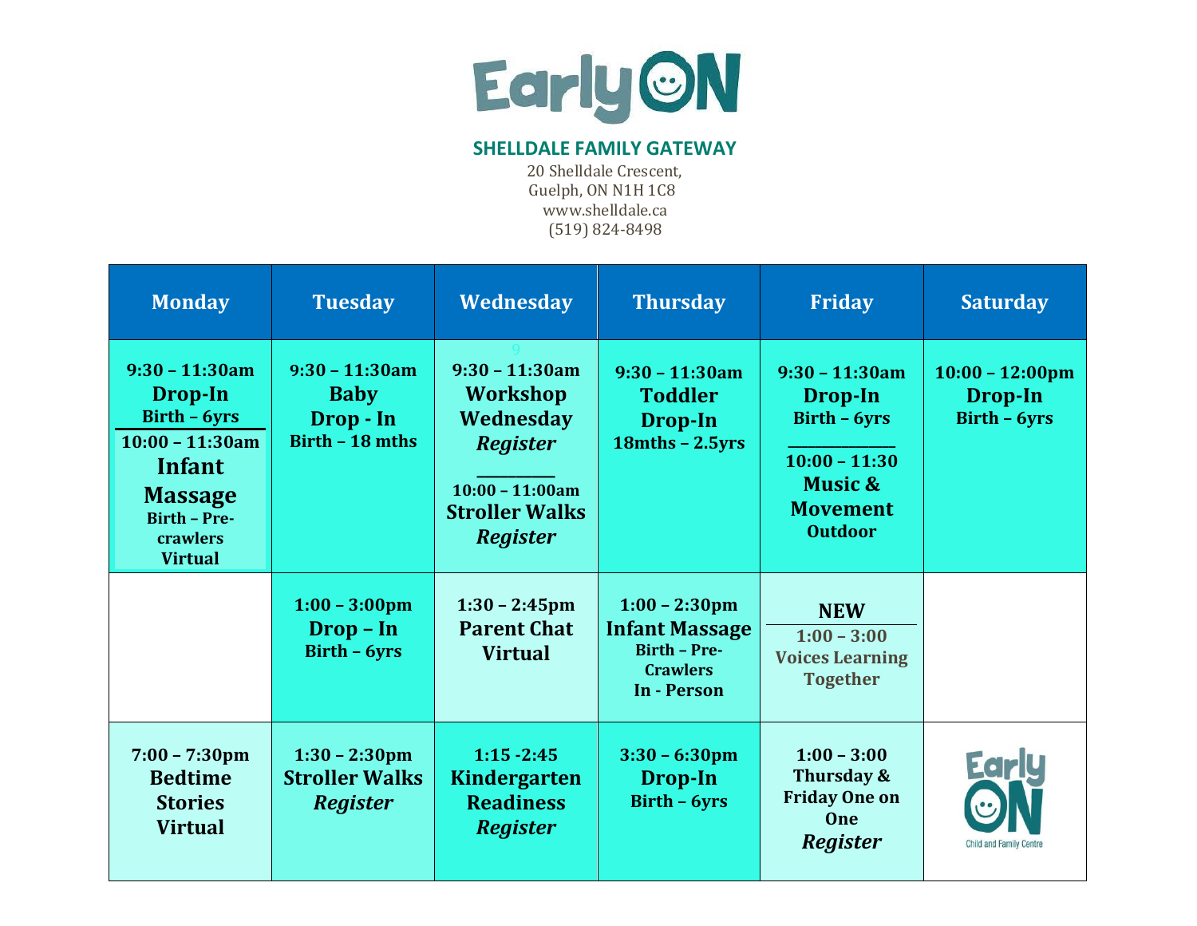# SHELLDALE FAMILY GATEWAY

20 Shelldale Crescent,
Guelph, ON N1H 1C8
www.shelldale.ca
(519) 824-8498

| Monday | Tuesday | Wednesday | Thursday | Friday | Saturday |
|---|---|---|---|---|---|
| **9:30 – 11:30am** **Drop-In** **Birth – 6yrs** **10:00 – 11:30am** **Infant Massage** **Birth – Pre-crawlers** **Virtual** | **9:30 – 11:30am** **Baby Drop - In** **Birth – 18 mths** | **9:30 – 11:30am** **Workshop Wednesday** ***Register*** **10:00 – 11:00am** **Stroller Walks** ***Register*** | **9:30 – 11:30am** **Toddler Drop-In** **18mths – 2.5yrs** | **9:30 – 11:30am** **Drop-In** **Birth – 6yrs** **10:00 – 11:30** **Music & Movement** **Outdoor** | **10:00 – 12:00pm** **Drop-In** **Birth – 6yrs** |
| | **1:00 – 3:00pm** **Drop – In** **Birth – 6yrs** | **1:30 – 2:45pm** **Parent Chat** **Virtual** | **1:00 – 2:30pm** **Infant Massage** **Birth – Pre-Crawlers** **In - Person** | **NEW** **1:00 – 3:00** **Voices Learning Together** | |
| **7:00 – 7:30pm** **Bedtime Stories** **Virtual** | **1:30 – 2:30pm** **Stroller Walks** ***Register*** | **1:15 -2:45** **Kindergarten Readiness** ***Register*** | **3:30 – 6:30pm** **Drop-In** **Birth – 6yrs** | **1:00 – 3:00** **Thursday & Friday One on One** ***Register*** | EarlyON Child and Family Centre |